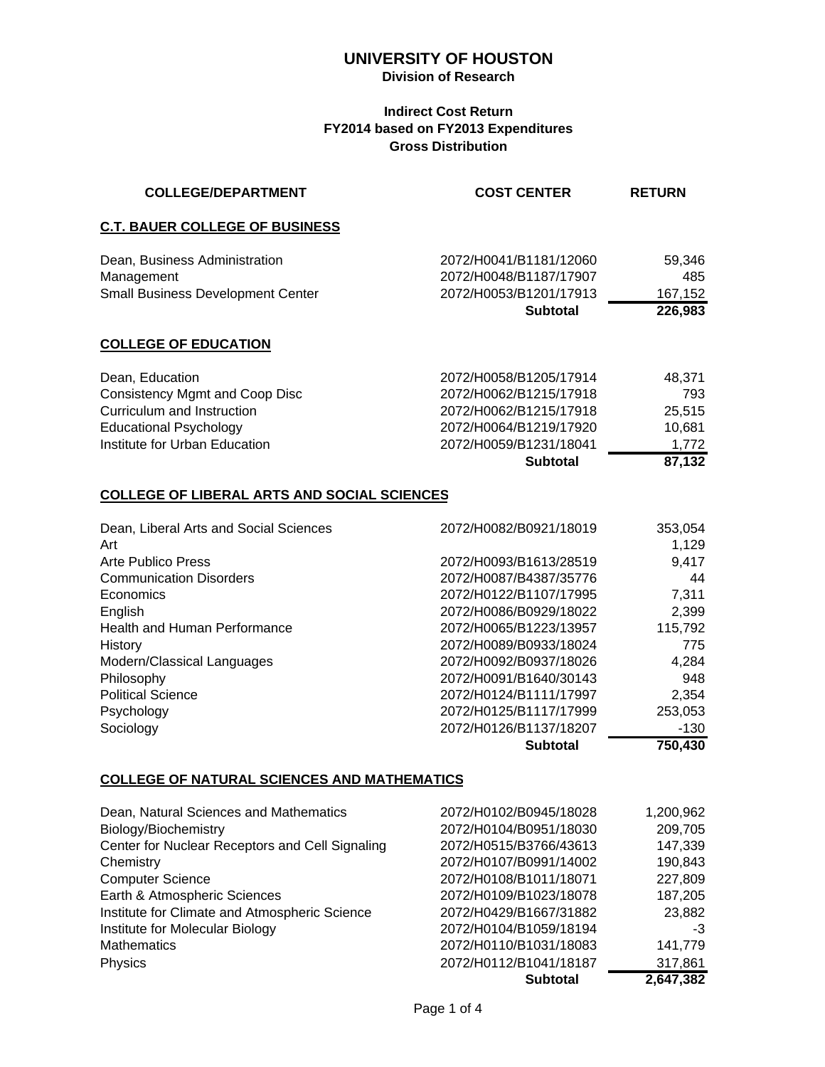# UNIVERSITY OF HOUSTON

**Division of Research**

**Indirect Cost Return**
**FY2014 based on FY2013 Expenditures**
**Gross Distribution**

| COLLEGE/DEPARTMENT | COST CENTER | RETURN |
|---|---|---|
| **C.T. BAUER COLLEGE OF BUSINESS** | | |
| Dean, Business Administration | 2072/H0041/B1181/12060 | 59,346 |
| Management | 2072/H0048/B1187/17907 | 485 |
| Small Business Development Center | 2072/H0053/B1201/17913 | 167,152 |
| | **Subtotal** | **226,983** |
| **COLLEGE OF EDUCATION** | | |
| Dean, Education | 2072/H0058/B1205/17914 | 48,371 |
| Consistency Mgmt and Coop Disc | 2072/H0062/B1215/17918 | 793 |
| Curriculum and Instruction | 2072/H0062/B1215/17918 | 25,515 |
| Educational Psychology | 2072/H0064/B1219/17920 | 10,681 |
| Institute for Urban Education | 2072/H0059/B1231/18041 | 1,772 |
| | **Subtotal** | **87,132** |
| **COLLEGE OF LIBERAL ARTS AND SOCIAL SCIENCES** | | |
| Dean, Liberal Arts and Social Sciences | 2072/H0082/B0921/18019 | 353,054 |
| Art | | 1,129 |
| Arte Publico Press | 2072/H0093/B1613/28519 | 9,417 |
| Communication Disorders | 2072/H0087/B4387/35776 | 44 |
| Economics | 2072/H0122/B1107/17995 | 7,311 |
| English | 2072/H0086/B0929/18022 | 2,399 |
| Health and Human Performance | 2072/H0065/B1223/13957 | 115,792 |
| History | 2072/H0089/B0933/18024 | 775 |
| Modern/Classical Languages | 2072/H0092/B0937/18026 | 4,284 |
| Philosophy | 2072/H0091/B1640/30143 | 948 |
| Political Science | 2072/H0124/B1111/17997 | 2,354 |
| Psychology | 2072/H0125/B1117/17999 | 253,053 |
| Sociology | 2072/H0126/B1137/18207 | -130 |
| | **Subtotal** | **750,430** |
| **COLLEGE OF NATURAL SCIENCES AND MATHEMATICS** | | |
| Dean, Natural Sciences and Mathematics | 2072/H0102/B0945/18028 | 1,200,962 |
| Biology/Biochemistry | 2072/H0104/B0951/18030 | 209,705 |
| Center for Nuclear Receptors and Cell Signaling | 2072/H0515/B3766/43613 | 147,339 |
| Chemistry | 2072/H0107/B0991/14002 | 190,843 |
| Computer Science | 2072/H0108/B1011/18071 | 227,809 |
| Earth & Atmospheric Sciences | 2072/H0109/B1023/18078 | 187,205 |
| Institute for Climate and Atmospheric Science | 2072/H0429/B1667/31882 | 23,882 |
| Institute for Molecular Biology | 2072/H0104/B1059/18194 | -3 |
| Mathematics | 2072/H0110/B1031/18083 | 141,779 |
| Physics | 2072/H0112/B1041/18187 | 317,861 |
| | **Subtotal** | **2,647,382** |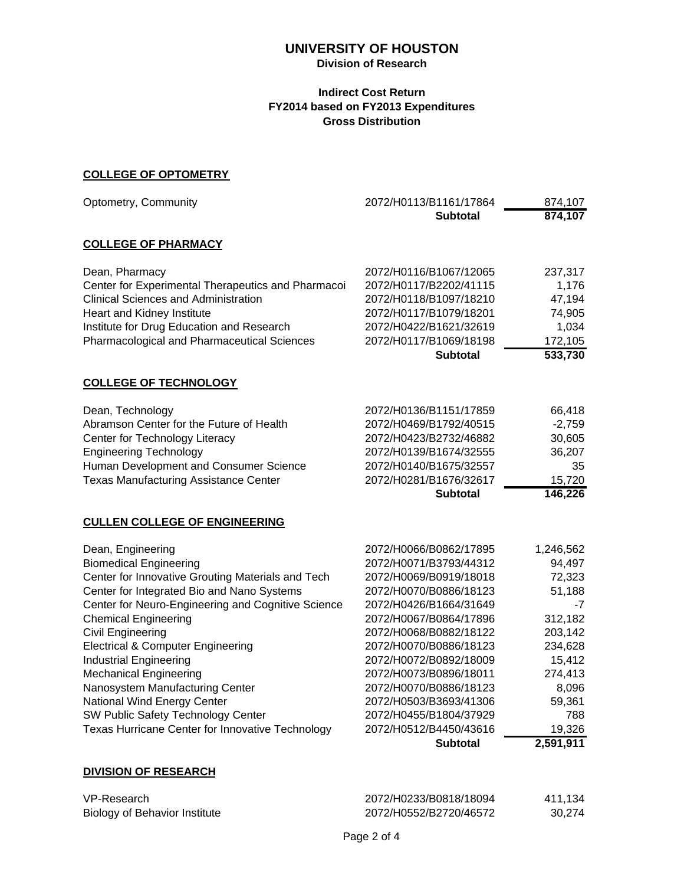# UNIVERSITY OF HOUSTON

**Division of Research**

**Indirect Cost Return**
**FY2014 based on FY2013 Expenditures**
**Gross Distribution**

## COLLEGE OF OPTOMETRY

| | | |
|---|---|---|
| Optometry, Community | 2072/H0113/B1161/17864 | 874,107 |
| | **Subtotal** | **874,107** |

## COLLEGE OF PHARMACY

| | | |
|---|---|---|
| Dean, Pharmacy | 2072/H0116/B1067/12065 | 237,317 |
| Center for Experimental Therapeutics and Pharmacoi | 2072/H0117/B2202/41115 | 1,176 |
| Clinical Sciences and Administration | 2072/H0118/B1097/18210 | 47,194 |
| Heart and Kidney Institute | 2072/H0117/B1079/18201 | 74,905 |
| Institute for Drug Education and Research | 2072/H0422/B1621/32619 | 1,034 |
| Pharmacological and Pharmaceutical Sciences | 2072/H0117/B1069/18198 | 172,105 |
| | **Subtotal** | **533,730** |

## COLLEGE OF TECHNOLOGY

| | | |
|---|---|---|
| Dean, Technology | 2072/H0136/B1151/17859 | 66,418 |
| Abramson Center for the Future of Health | 2072/H0469/B1792/40515 | -2,759 |
| Center for Technology Literacy | 2072/H0423/B2732/46882 | 30,605 |
| Engineering Technology | 2072/H0139/B1674/32555 | 36,207 |
| Human Development and Consumer Science | 2072/H0140/B1675/32557 | 35 |
| Texas Manufacturing Assistance Center | 2072/H0281/B1676/32617 | 15,720 |
| | **Subtotal** | **146,226** |

## CULLEN COLLEGE OF ENGINEERING

| | | |
|---|---|---|
| Dean, Engineering | 2072/H0066/B0862/17895 | 1,246,562 |
| Biomedical Engineering | 2072/H0071/B3793/44312 | 94,497 |
| Center for Innovative Grouting Materials and Tech | 2072/H0069/B0919/18018 | 72,323 |
| Center for Integrated Bio and Nano Systems | 2072/H0070/B0886/18123 | 51,188 |
| Center for Neuro-Engineering and Cognitive Science | 2072/H0426/B1664/31649 | -7 |
| Chemical Engineering | 2072/H0067/B0864/17896 | 312,182 |
| Civil Engineering | 2072/H0068/B0882/18122 | 203,142 |
| Electrical & Computer Engineering | 2072/H0070/B0886/18123 | 234,628 |
| Industrial Engineering | 2072/H0072/B0892/18009 | 15,412 |
| Mechanical Engineering | 2072/H0073/B0896/18011 | 274,413 |
| Nanosystem Manufacturing Center | 2072/H0070/B0886/18123 | 8,096 |
| National Wind Energy Center | 2072/H0503/B3693/41306 | 59,361 |
| SW Public Safety Technology Center | 2072/H0455/B1804/37929 | 788 |
| Texas Hurricane Center for Innovative Technology | 2072/H0512/B4450/43616 | 19,326 |
| | **Subtotal** | **2,591,911** |

## DIVISION OF RESEARCH

| | | |
|---|---|---|
| VP-Research | 2072/H0233/B0818/18094 | 411,134 |
| Biology of Behavior Institute | 2072/H0552/B2720/46572 | 30,274 |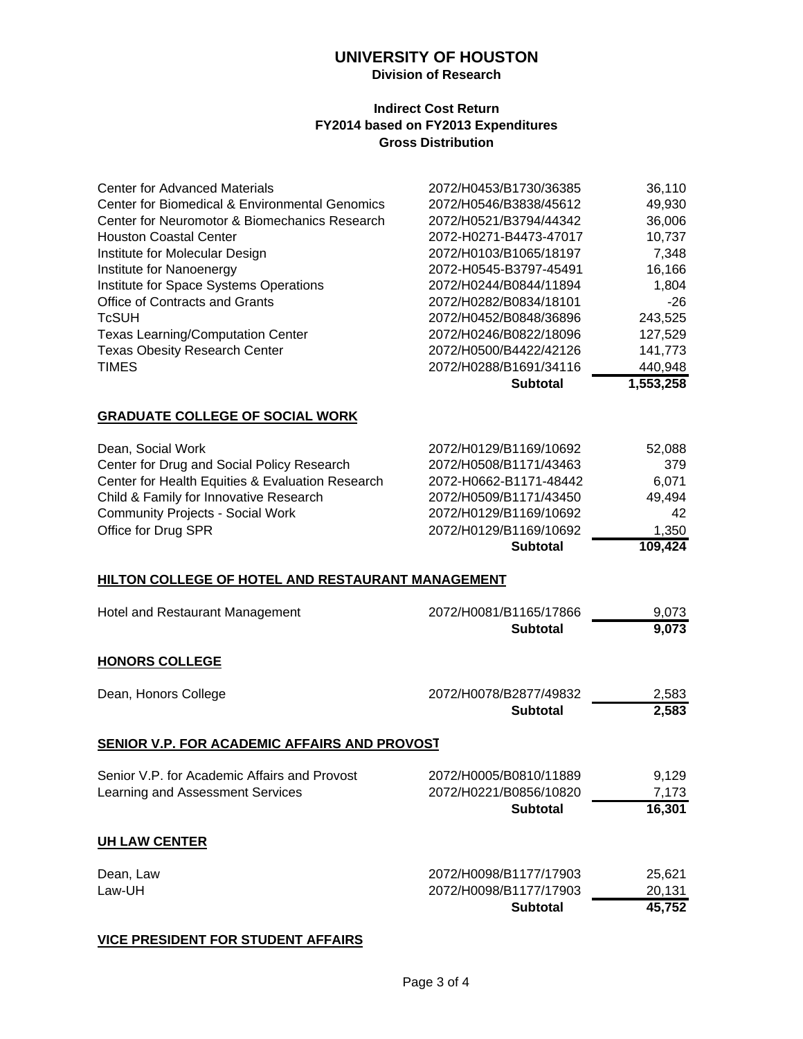# UNIVERSITY OF HOUSTON

**Division of Research**

**Indirect Cost Return**
**FY2014 based on FY2013 Expenditures**
**Gross Distribution**

| | | |
|---|---|---|
| Center for Advanced Materials | 2072/H0453/B1730/36385 | 36,110 |
| Center for Biomedical & Environmental Genomics | 2072/H0546/B3838/45612 | 49,930 |
| Center for Neuromotor & Biomechanics Research | 2072/H0521/B3794/44342 | 36,006 |
| Houston Coastal Center | 2072-H0271-B4473-47017 | 10,737 |
| Institute for Molecular Design | 2072/H0103/B1065/18197 | 7,348 |
| Institute for Nanoenergy | 2072-H0545-B3797-45491 | 16,166 |
| Institute for Space Systems Operations | 2072/H0244/B0844/11894 | 1,804 |
| Office of Contracts and Grants | 2072/H0282/B0834/18101 | -26 |
| TcSUH | 2072/H0452/B0848/36896 | 243,525 |
| Texas Learning/Computation Center | 2072/H0246/B0822/18096 | 127,529 |
| Texas Obesity Research Center | 2072/H0500/B4422/42126 | 141,773 |
| TIMES | 2072/H0288/B1691/34116 | 440,948 |
| | **Subtotal** | **1,553,258** |

## GRADUATE COLLEGE OF SOCIAL WORK

| | | |
|---|---|---|
| Dean, Social Work | 2072/H0129/B1169/10692 | 52,088 |
| Center for Drug and Social Policy Research | 2072/H0508/B1171/43463 | 379 |
| Center for Health Equities & Evaluation Research | 2072-H0662-B1171-48442 | 6,071 |
| Child & Family for Innovative Research | 2072/H0509/B1171/43450 | 49,494 |
| Community Projects - Social Work | 2072/H0129/B1169/10692 | 42 |
| Office for Drug SPR | 2072/H0129/B1169/10692 | 1,350 |
| | **Subtotal** | **109,424** |

## HILTON COLLEGE OF HOTEL AND RESTAURANT MANAGEMENT

| | | |
|---|---|---|
| Hotel and Restaurant Management | 2072/H0081/B1165/17866 | 9,073 |
| | **Subtotal** | **9,073** |

## HONORS COLLEGE

| | | |
|---|---|---|
| Dean, Honors College | 2072/H0078/B2877/49832 | 2,583 |
| | **Subtotal** | **2,583** |

## SENIOR V.P. FOR ACADEMIC AFFAIRS AND PROVOST

| | | |
|---|---|---|
| Senior V.P. for Academic Affairs and Provost | 2072/H0005/B0810/11889 | 9,129 |
| Learning and Assessment Services | 2072/H0221/B0856/10820 | 7,173 |
| | **Subtotal** | **16,301** |

## UH LAW CENTER

| | | |
|---|---|---|
| Dean, Law | 2072/H0098/B1177/17903 | 25,621 |
| Law-UH | 2072/H0098/B1177/17903 | 20,131 |
| | **Subtotal** | **45,752** |

## VICE PRESIDENT FOR STUDENT AFFAIRS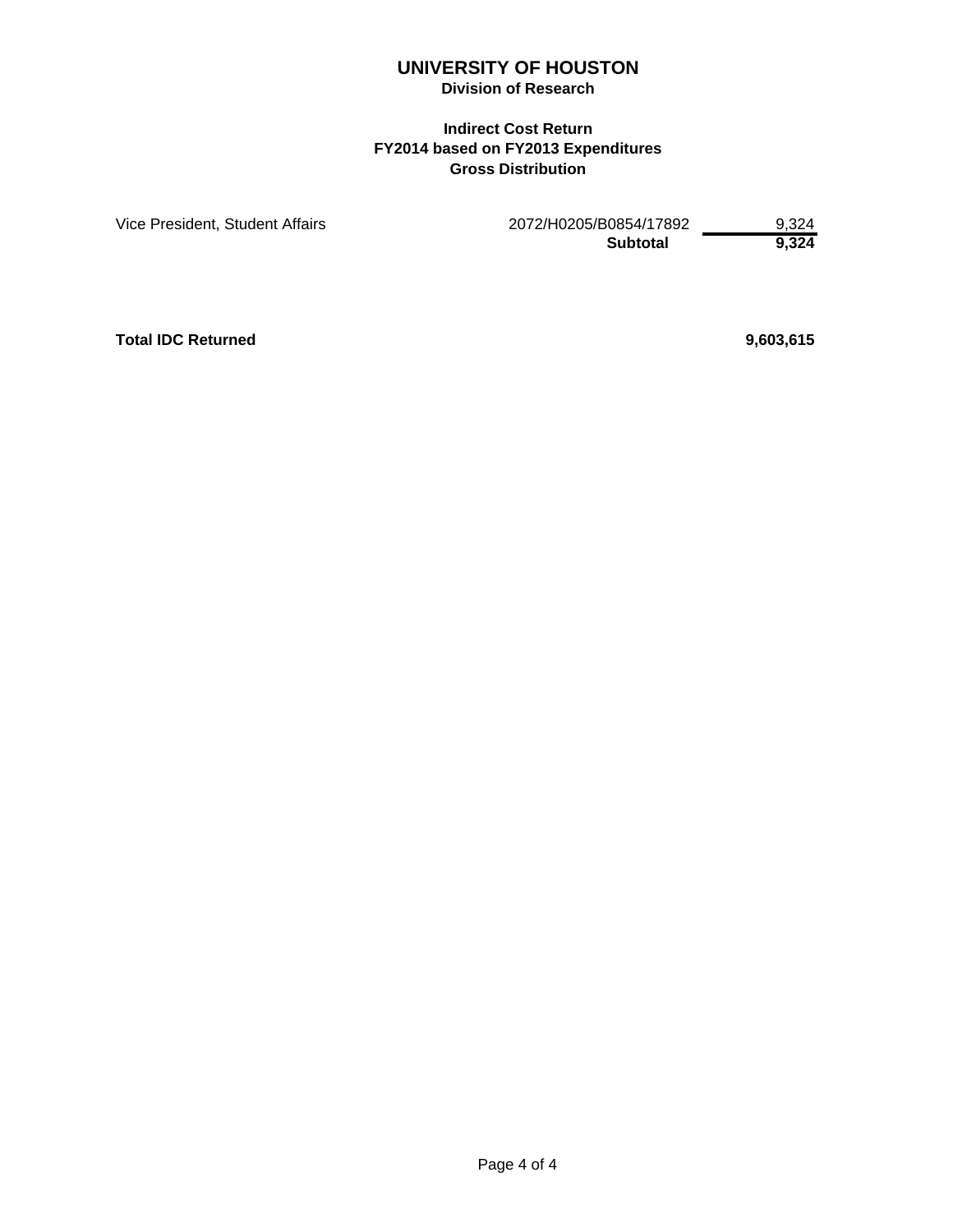# UNIVERSITY OF HOUSTON

## Division of Research

### Indirect Cost Return
### FY2014 based on FY2013 Expenditures
### Gross Distribution

| | | |
|---|---|---|
| Vice President, Student Affairs | 2072/H0205/B0854/17892 | 9,324 |
| | **Subtotal** | **9,324** |

| | |
|---|---|
| **Total IDC Returned** | **9,603,615** |